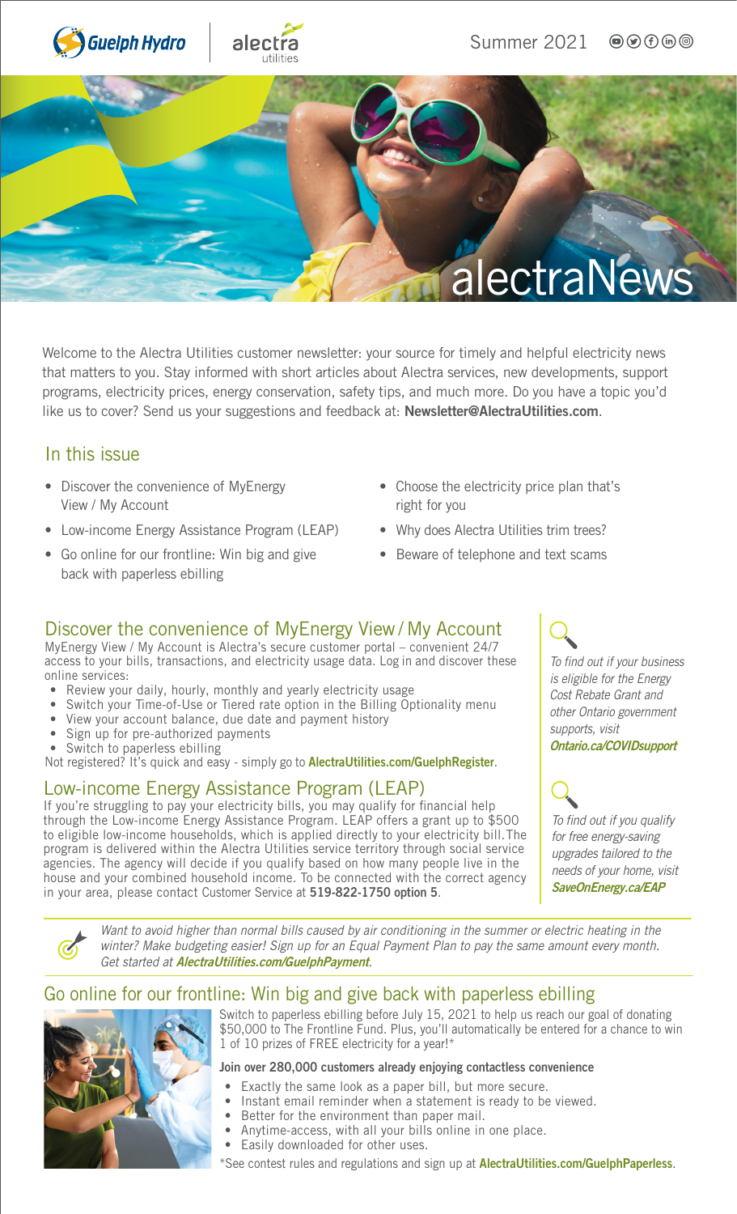Summer 2021

# alectraNews

Welcome to the Alectra Utilities customer newsletter: your source for timely and helpful electricity news that matters to you. Stay informed with short articles about Alectra services, new developments, support programs, electricity prices, energy conservation, safety tips, and much more. Do you have a topic you'd like us to cover? Send us your suggestions and feedback at: **Newsletter@AlectraUtilities.com**.

## In this issue

- Discover the convenience of MyEnergy View / My Account
- Low-income Energy Assistance Program (LEAP)
- Go online for our frontline: Win big and give back with paperless ebilling
- Choose the electricity price plan that's right for you
- Why does Alectra Utilities trim trees?
- Beware of telephone and text scams

## Discover the convenience of MyEnergy View / My Account

MyEnergy View / My Account is Alectra's secure customer portal – convenient 24/7 access to your bills, transactions, and electricity usage data. Log in and discover these online services:

- Review your daily, hourly, monthly and yearly electricity usage
- Switch your Time-of-Use or Tiered rate option in the Billing Optionality menu
- View your account balance, due date and payment history
- Sign up for pre-authorized payments
- Switch to paperless ebilling

Not registered? It's quick and easy - simply go to **AlectraUtilities.com/GuelphRegister**.

## Low-income Energy Assistance Program (LEAP)

If you're struggling to pay your electricity bills, you may qualify for financial help through the Low-income Energy Assistance Program. LEAP offers a grant up to $500 to eligible low-income households, which is applied directly to your electricity bill. The program is delivered within the Alectra Utilities service territory through social service agencies. The agency will decide if you qualify based on how many people live in the house and your combined household income. To be connected with the correct agency in your area, please contact Customer Service at **519-822-1750 option 5**.

*To find out if your business is eligible for the Energy Cost Rebate Grant and other Ontario government supports, visit* ***Ontario.ca/COVIDsupport***

*To find out if you qualify for free energy-saving upgrades tailored to the needs of your home, visit* ***SaveOnEnergy.ca/EAP***

*Want to avoid higher than normal bills caused by air conditioning in the summer or electric heating in the winter? Make budgeting easier! Sign up for an Equal Payment Plan to pay the same amount every month. Get started at* ***AlectraUtilities.com/GuelphPayment****.*

## Go online for our frontline: Win big and give back with paperless ebilling

Switch to paperless ebilling before July 15, 2021 to help us reach our goal of donating $50,000 to The Frontline Fund. Plus, you'll automatically be entered for a chance to win 1 of 10 prizes of FREE electricity for a year!*

**Join over 280,000 customers already enjoying contactless convenience**

- Exactly the same look as a paper bill, but more secure.
- Instant email reminder when a statement is ready to be viewed.
- Better for the environment than paper mail.
- Anytime-access, with all your bills online in one place.
- Easily downloaded for other uses.

*See contest rules and regulations and sign up at **AlectraUtilities.com/GuelphPaperless**.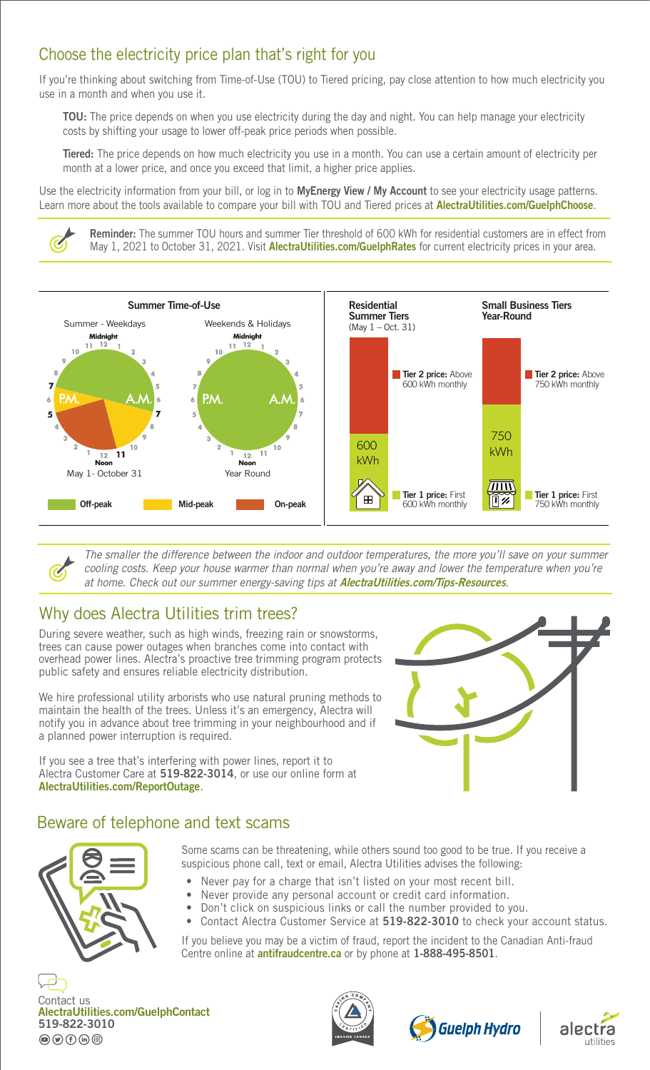## Choose the electricity price plan that's right for you

If you're thinking about switching from Time-of-Use (TOU) to Tiered pricing, pay close attention to how much electricity you use in a month and when you use it.

**TOU:** The price depends on when you use electricity during the day and night. You can help manage your electricity costs by shifting your usage to lower off-peak price periods when possible.

**Tiered:** The price depends on how much electricity you use in a month. You can use a certain amount of electricity per month at a lower price, and once you exceed that limit, a higher price applies.

Use the electricity information from your bill, or log in to **MyEnergy View / My Account** to see your electricity usage patterns. Learn more about the tools available to compare your bill with TOU and Tiered prices at **AlectraUtilities.com/GuelphChoose**.

**Reminder:** The summer TOU hours and summer Tier threshold of 600 kWh for residential customers are in effect from May 1, 2021 to October 31, 2021. Visit **AlectraUtilities.com/GuelphRates** for current electricity prices in your area.

**Summer Time-of-Use**

Summer - Weekdays

Midnight

P.M.

A.M.

Noon

May 1- October 31

Weekends & Holidays

Midnight

P.M.

A.M.

Noon

Year Round

Off-peak

Mid-peak

On-peak

**Residential Summer Tiers** (May 1 – Oct. 31)

600 kWh

**Tier 2 price:** Above 600 kWh monthly

**Tier 1 price:** First 600 kWh monthly

**Small Business Tiers Year-Round**

750 kWh

**Tier 2 price:** Above 750 kWh monthly

**Tier 1 price:** First 750 kWh monthly

*The smaller the difference between the indoor and outdoor temperatures, the more you'll save on your summer cooling costs. Keep your house warmer than normal when you're away and lower the temperature when you're at home. Check out our summer energy-saving tips at **AlectraUtilities.com/Tips-Resources**.*

## Why does Alectra Utilities trim trees?

During severe weather, such as high winds, freezing rain or snowstorms, trees can cause power outages when branches come into contact with overhead power lines. Alectra's proactive tree trimming program protects public safety and ensures reliable electricity distribution.

We hire professional utility arborists who use natural pruning methods to maintain the health of the trees. Unless it's an emergency, Alectra will notify you in advance about tree trimming in your neighbourhood and if a planned power interruption is required.

If you see a tree that's interfering with power lines, report it to Alectra Customer Care at **519-822-3014**, or use our online form at **AlectraUtilities.com/ReportOutage**.

## Beware of telephone and text scams

Some scams can be threatening, while others sound too good to be true. If you receive a suspicious phone call, text or email, Alectra Utilities advises the following:

- Never pay for a charge that isn't listed on your most recent bill.
- Never provide any personal account or credit card information.
- Don't click on suspicious links or call the number provided to you.
- Contact Alectra Customer Service at **519-822-3010** to check your account status.

If you believe you may be a victim of fraud, report the incident to the Canadian Anti-fraud Centre online at **antifraudcentre.ca** or by phone at **1-888-495-8501**.

Contact us
**AlectraUtilities.com/GuelphContact**
**519-822-3010**